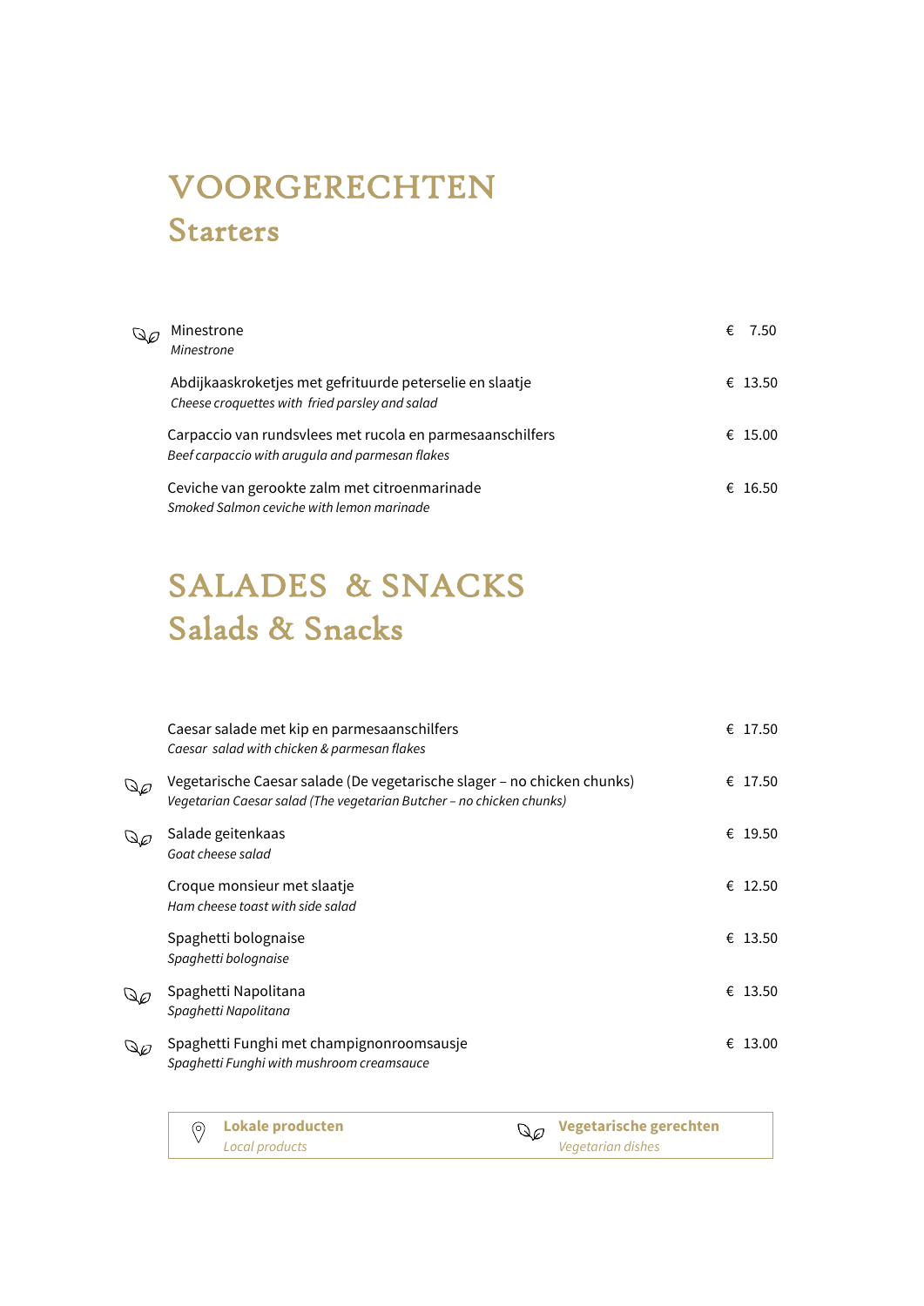# VOORGERECHTEN
## Starters

| | | |
|---|---|---|
| 🌿 | Minestrone<br>*Minestrone* | € 7.50 |
| | Abdijkaaskroketjes met gefrituurde peterselie en slaatje<br>*Cheese croquettes with fried parsley and salad* | € 13.50 |
| | Carpaccio van rundsvlees met rucola en parmesaanschilfers<br>*Beef carpaccio with arugula and parmesan flakes* | € 15.00 |
| | Ceviche van gerookte zalm met citroenmarinade<br>*Smoked Salmon ceviche with lemon marinade* | € 16.50 |

# SALADES & SNACKS
## Salads & Snacks

| | | |
|---|---|---|
| | Caesar salade met kip en parmesaanschilfers<br>*Caesar salad with chicken & parmesan flakes* | € 17.50 |
| 🌿 | Vegetarische Caesar salade (De vegetarische slager – no chicken chunks)<br>*Vegetarian Caesar salad (The vegetarian Butcher – no chicken chunks)* | € 17.50 |
| 🌿 | Salade geitenkaas<br>*Goat cheese salad* | € 19.50 |
| | Croque monsieur met slaatje<br>*Ham cheese toast with side salad* | € 12.50 |
| | Spaghetti bolognaise<br>*Spaghetti bolognaise* | € 13.50 |
| 🌿 | Spaghetti Napolitana<br>*Spaghetti Napolitana* | € 13.50 |
| 🌿 | Spaghetti Funghi met champignonroomsausje<br>*Spaghetti Funghi with mushroom creamsauce* | € 13.00 |

📍 **Lokale producten**
*Local products*

🌿 **Vegetarische gerechten**
*Vegetarian dishes*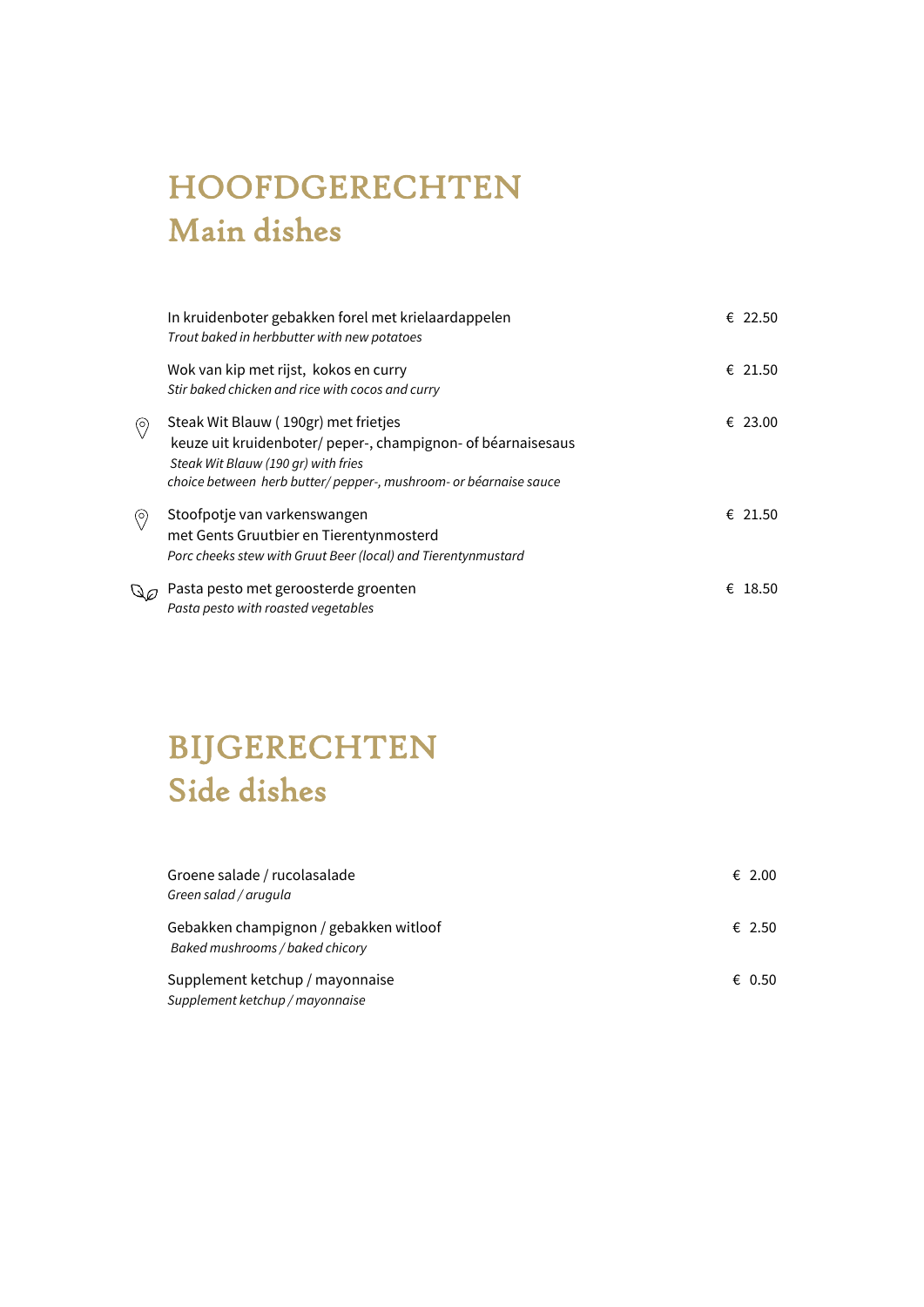# HOOFDGERECHTEN
# Main dishes

In kruidenboter gebakken forel met krielaardappelen — € 22.50
*Trout baked in herbbutter with new potatoes*

Wok van kip met rijst, kokos en curry — € 21.50
*Stir baked chicken and rice with cocos and curry*

Steak Wit Blauw ( 190gr) met frietjes — € 23.00
keuze uit kruidenboter/ peper-, champignon- of béarnaisesaus
*Steak Wit Blauw (190 gr) with fries*
*choice between herb butter/ pepper-, mushroom- or béarnaise sauce*

Stoofpotje van varkenswangen — € 21.50
met Gents Gruutbier en Tierentynmosterd
*Porc cheeks stew with Gruut Beer (local) and Tierentynmustard*

Pasta pesto met geroosterde groenten — € 18.50
*Pasta pesto with roasted vegetables*

# BIJGERECHTEN
# Side dishes

Groene salade / rucolasalade — € 2.00
*Green salad / arugula*

Gebakken champignon / gebakken witloof — € 2.50
*Baked mushrooms / baked chicory*

Supplement ketchup / mayonnaise — € 0.50
*Supplement ketchup / mayonnaise*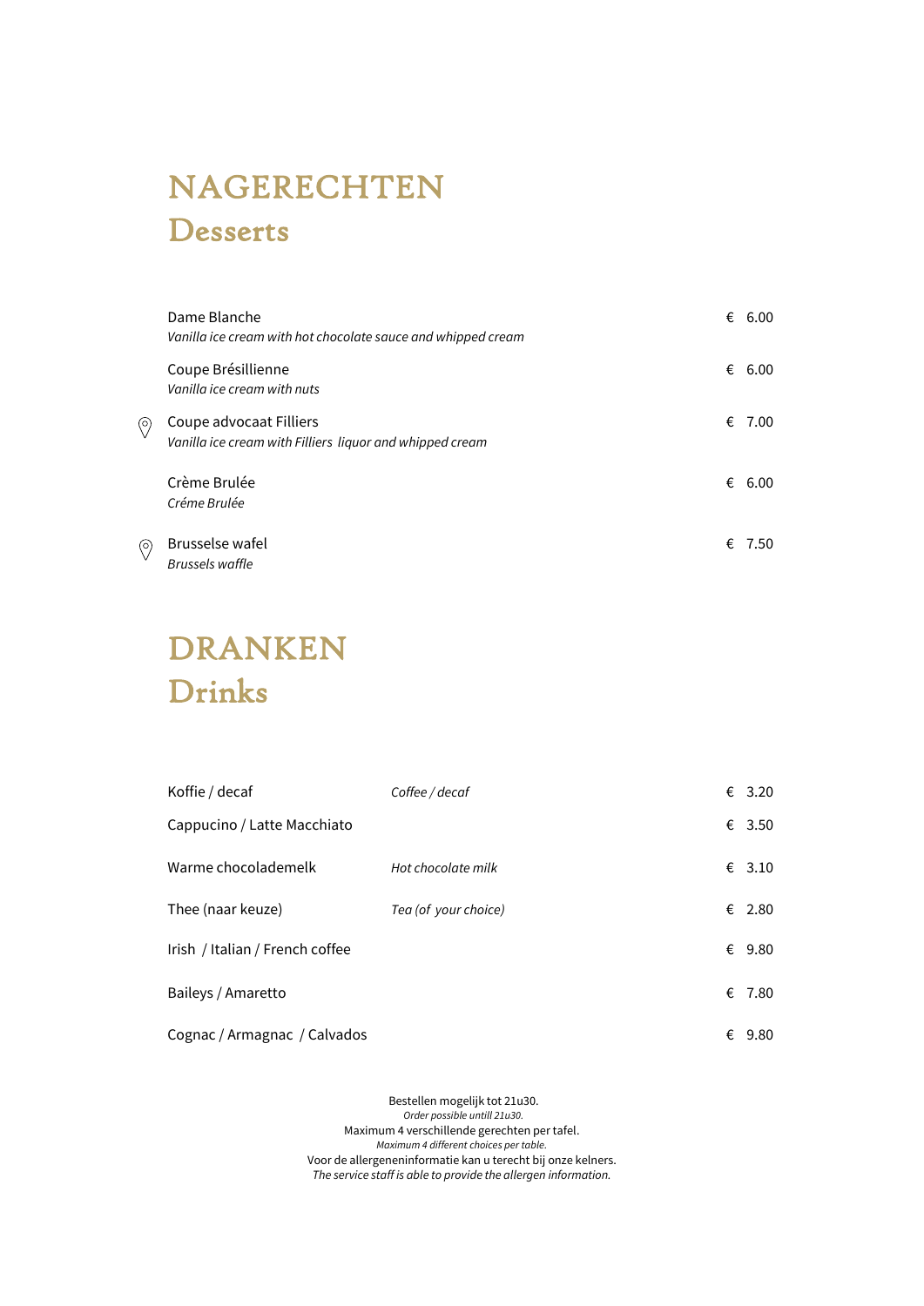# NAGERECHTEN
## Desserts

| | | |
|---|---|---|
| Dame Blanche<br>*Vanilla ice cream with hot chocolate sauce and whipped cream* | € | 6.00 |
| Coupe Brésillienne<br>*Vanilla ice cream with nuts* | € | 6.00 |
| Coupe advocaat Filliers<br>*Vanilla ice cream with Filliers liquor and whipped cream* | € | 7.00 |
| Crème Brulée<br>*Créme Brulée* | € | 6.00 |
| Brusselse wafel<br>*Brussels waffle* | € | 7.50 |

# DRANKEN
## Drinks

| | | | |
|---|---|---|---|
| Koffie / decaf | *Coffee / decaf* | € | 3.20 |
| Cappucino / Latte Macchiato | | € | 3.50 |
| Warme chocolademelk | *Hot chocolate milk* | € | 3.10 |
| Thee (naar keuze) | *Tea (of your choice)* | € | 2.80 |
| Irish / Italian / French coffee | | € | 9.80 |
| Baileys / Amaretto | | € | 7.80 |
| Cognac / Armagnac / Calvados | | € | 9.80 |

Bestellen mogelijk tot 21u30.
*Order possible untill 21u30.*
Maximum 4 verschillende gerechten per tafel.
*Maximum 4 different choices per table.*
Voor de allergeneninformatie kan u terecht bij onze kelners.
*The service staff is able to provide the allergen information.*